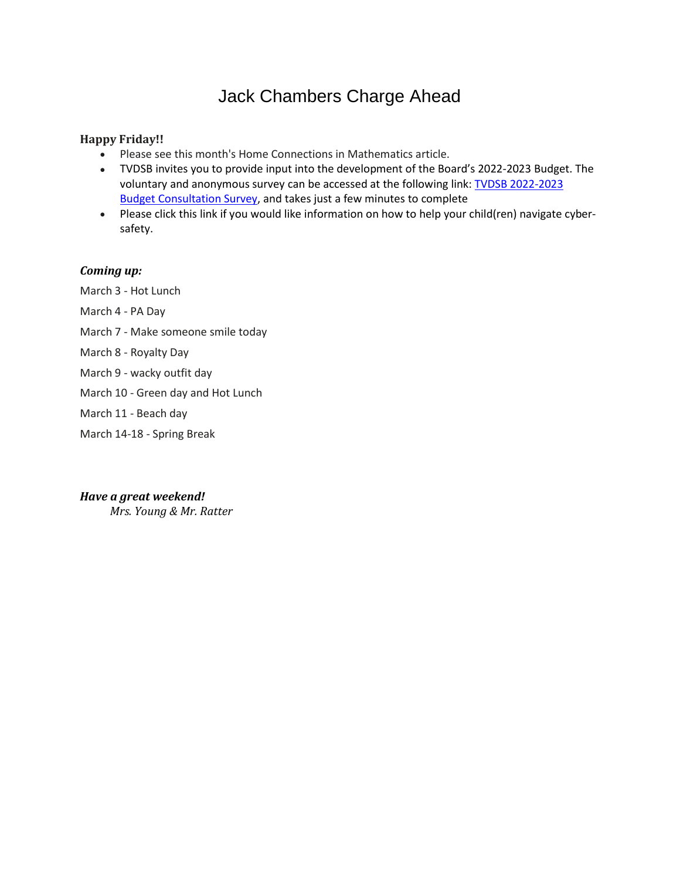# Jack Chambers Charge Ahead

**Happy Friday!!**

- Please see this month's Home Connections in Mathematics article.
- TVDSB invites you to provide input into the development of the Board's 2022-2023 Budget. The voluntary and anonymous survey can be accessed at the following link: TVDSB 2022-2023 Budget Consultation Survey, and takes just a few minutes to complete
- Please click this link if you would like information on how to help your child(ren) navigate cyber-safety.

***Coming up:***

March 3 - Hot Lunch

March 4 - PA Day

March 7 - Make someone smile today

March 8 - Royalty Day

March 9 - wacky outfit day

March 10 - Green day and Hot Lunch

March 11 - Beach day

March 14-18 - Spring Break

***Have a great weekend!***

*Mrs. Young & Mr. Ratter*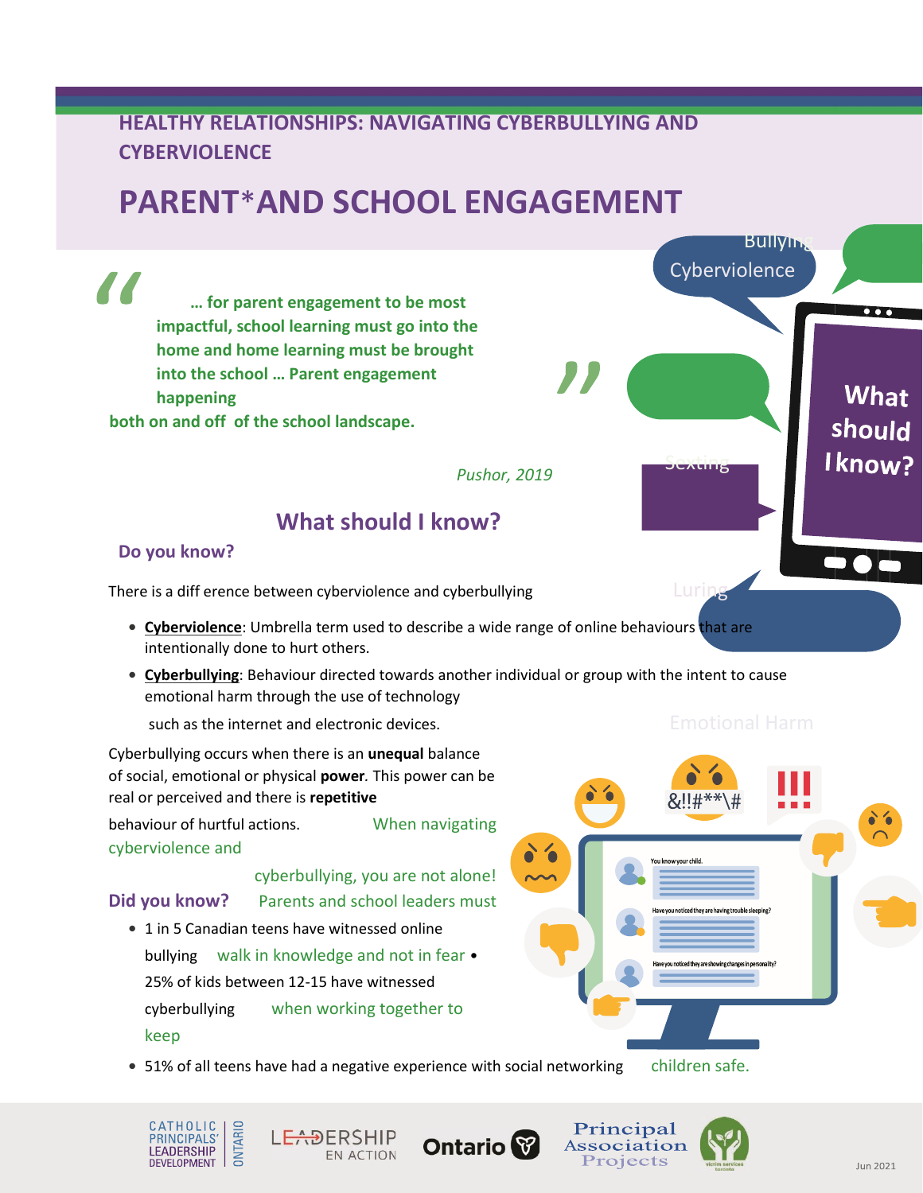HEALTHY RELATIONSHIPS: NAVIGATING CYBERBULLYING AND CYBERVIOLENCE

# PARENT*AND SCHOOL ENGAGEMENT

> **… for parent engagement to be most impactful, school learning must go into the home and home learning must be brought into the school … Parent engagement happening both on and off of the school landscape.**
>
> *Pushor, 2019*

## What should I know?

### Do you know?

There is a diff erence between cyberviolence and cyberbullying

- **Cyberviolence**: Umbrella term used to describe a wide range of online behaviours that are intentionally done to hurt others.
- **Cyberbullying**: Behaviour directed towards another individual or group with the intent to cause emotional harm through the use of technology such as the internet and electronic devices.

Cyberbullying occurs when there is an **unequal** balance of social, emotional or physical **power**. This power can be real or perceived and there is **repetitive** behaviour of hurtful actions.

When navigating cyberviolence and cyberbullying, you are not alone! Parents and school leaders must walk in knowledge and not in fear when working together to keep children safe.

### Did you know?

- 1 in 5 Canadian teens have witnessed online bullying
- 25% of kids between 12-15 have witnessed cyberbullying
- 51% of all teens have had a negative experience with social networking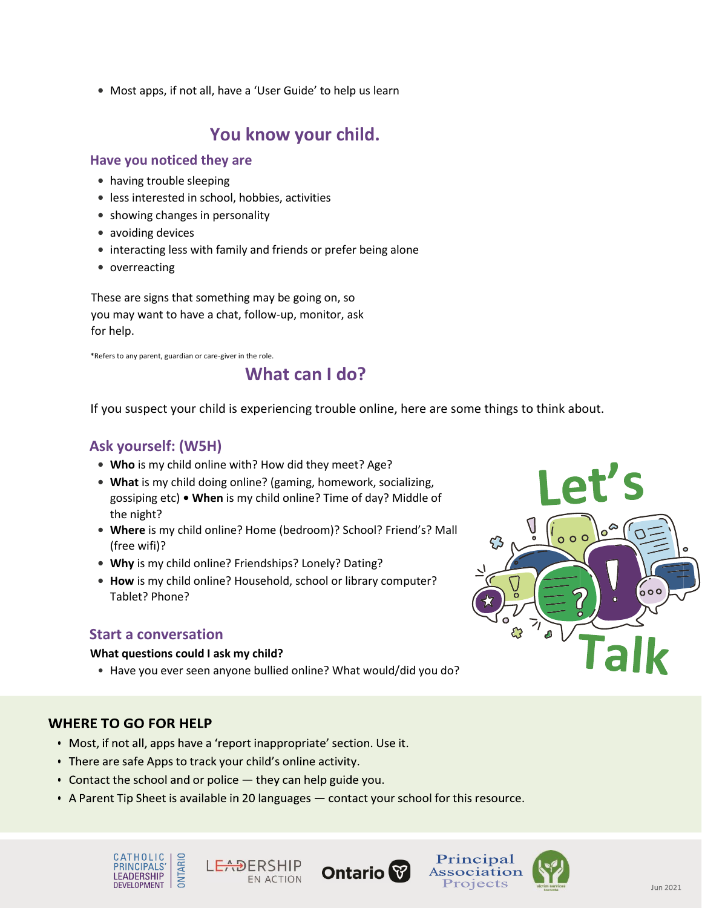- Most apps, if not all, have a 'User Guide' to help us learn

## You know your child.

### Have you noticed they are

- having trouble sleeping
- less interested in school, hobbies, activities
- showing changes in personality
- avoiding devices
- interacting less with family and friends or prefer being alone
- overreacting

These are signs that something may be going on, so you may want to have a chat, follow-up, monitor, ask for help.

*Refers to any parent, guardian or care-giver in the role.

## What can I do?

If you suspect your child is experiencing trouble online, here are some things to think about.

### Ask yourself: (W5H)

- **Who** is my child online with? How did they meet? Age?
- **What** is my child doing online? (gaming, homework, socializing, gossiping etc) • **When** is my child online? Time of day? Middle of the night?
- **Where** is my child online? Home (bedroom)? School? Friend's? Mall (free wifi)?
- **Why** is my child online? Friendships? Lonely? Dating?
- **How** is my child online? Household, school or library computer? Tablet? Phone?

### Start a conversation

**What questions could I ask my child?**

- Have you ever seen anyone bullied online? What would/did you do?

Let's Talk

## WHERE TO GO FOR HELP

- Most, if not all, apps have a 'report inappropriate' section. Use it.
- There are safe Apps to track your child's online activity.
- Contact the school and or police — they can help guide you.
- A Parent Tip Sheet is available in 20 languages — contact your school for this resource.

Jun 2021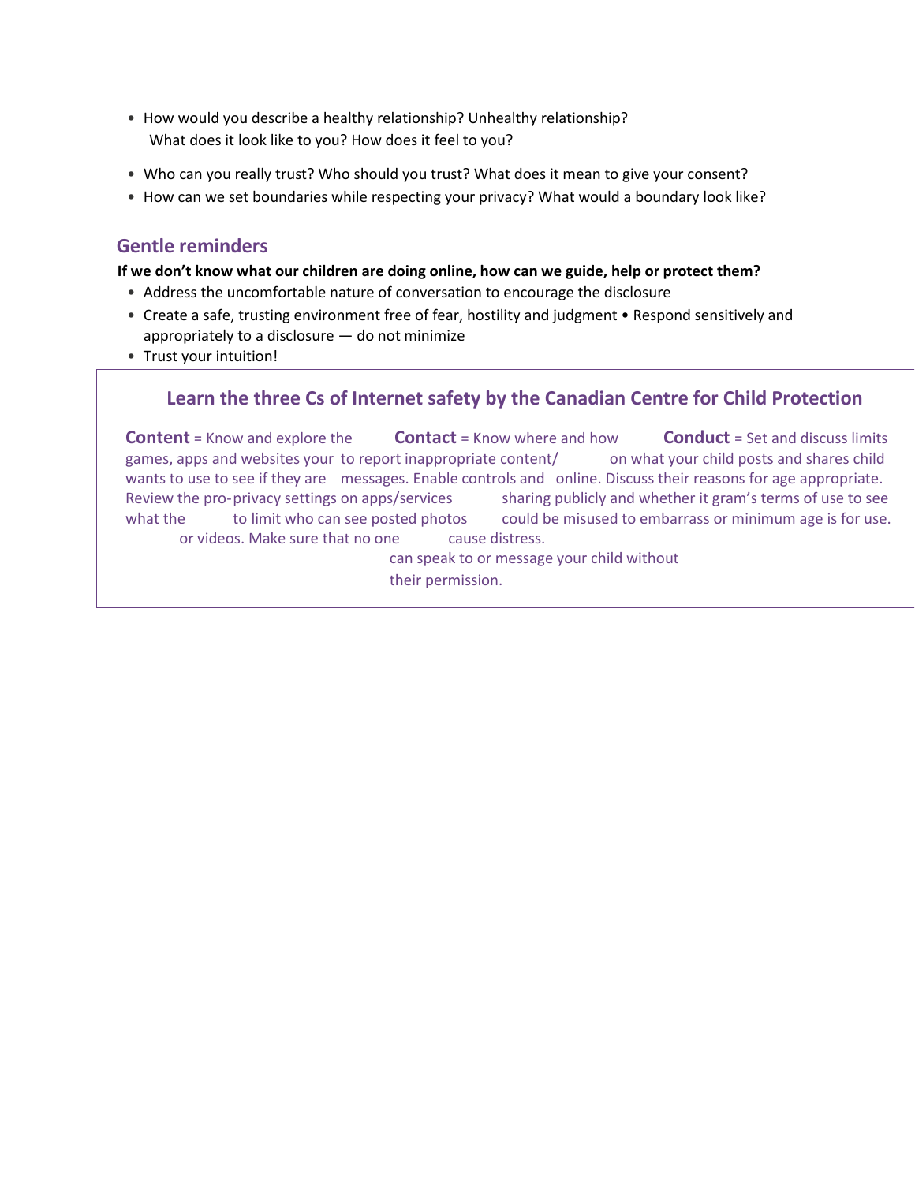- How would you describe a healthy relationship? Unhealthy relationship? What does it look like to you? How does it feel to you?
- Who can you really trust? Who should you trust? What does it mean to give your consent?
- How can we set boundaries while respecting your privacy? What would a boundary look like?

## Gentle reminders

**If we don't know what our children are doing online, how can we guide, help or protect them?**

- Address the uncomfortable nature of conversation to encourage the disclosure
- Create a safe, trusting environment free of fear, hostility and judgment
- Respond sensitively and appropriately to a disclosure — do not minimize
- Trust your intuition!

### Learn the three Cs of Internet safety by the Canadian Centre for Child Protection

**Content** = Know and explore the games, apps and websites your child wants to use to see if they are age appropriate. Review the program's terms of use to see what the minimum age is for use.

**Contact** = Know where and how to report inappropriate content/messages. Enable controls and privacy settings on apps/services to limit who can see posted photos or videos. Make sure that no one can speak to or message your child without their permission.

**Conduct** = Set and discuss limits on what your child posts and shares online. Discuss their reasons for sharing publicly and whether it could be misused to embarrass or cause distress.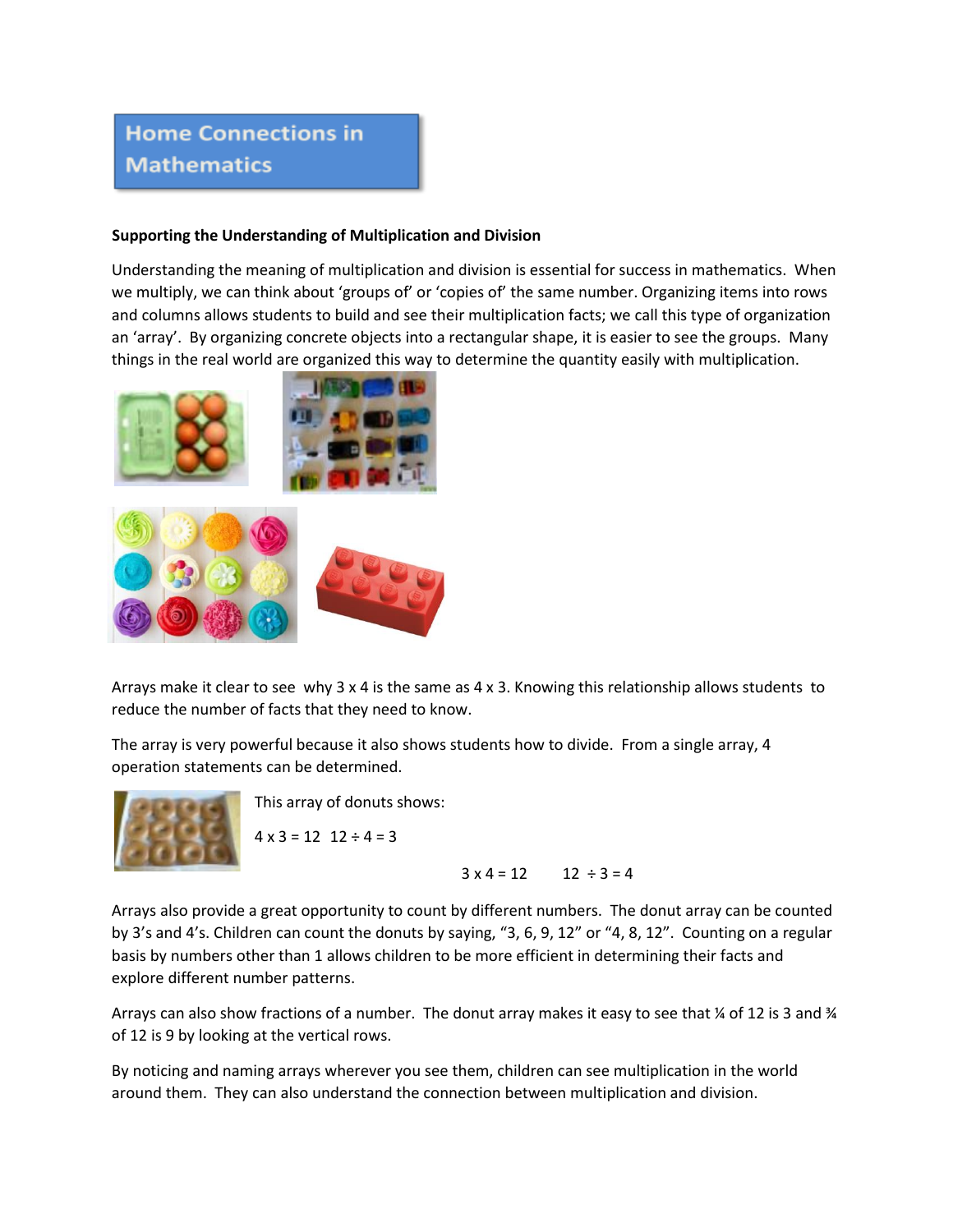# Home Connections in Mathematics

**Supporting the Understanding of Multiplication and Division**

Understanding the meaning of multiplication and division is essential for success in mathematics. When we multiply, we can think about 'groups of' or 'copies of' the same number. Organizing items into rows and columns allows students to build and see their multiplication facts; we call this type of organization an 'array'. By organizing concrete objects into a rectangular shape, it is easier to see the groups. Many things in the real world are organized this way to determine the quantity easily with multiplication.

Arrays make it clear to see why 3 x 4 is the same as 4 x 3. Knowing this relationship allows students to reduce the number of facts that they need to know.

The array is very powerful because it also shows students how to divide. From a single array, 4 operation statements can be determined.

This array of donuts shows:

4 x 3 = 12  12 ÷ 4 = 3

3 x 4 = 12  12 ÷ 3 = 4

Arrays also provide a great opportunity to count by different numbers. The donut array can be counted by 3's and 4's. Children can count the donuts by saying, "3, 6, 9, 12" or "4, 8, 12". Counting on a regular basis by numbers other than 1 allows children to be more efficient in determining their facts and explore different number patterns.

Arrays can also show fractions of a number. The donut array makes it easy to see that ¼ of 12 is 3 and ¾ of 12 is 9 by looking at the vertical rows.

By noticing and naming arrays wherever you see them, children can see multiplication in the world around them. They can also understand the connection between multiplication and division.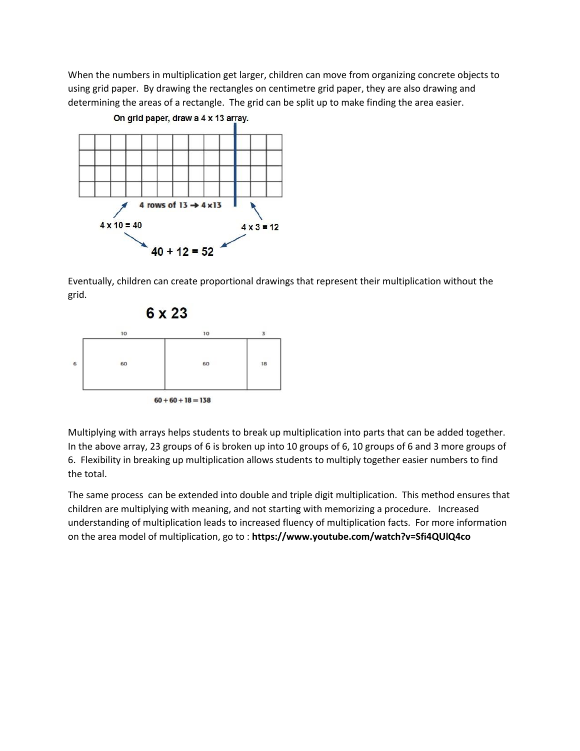When the numbers in multiplication get larger, children can move from organizing concrete objects to using grid paper. By drawing the rectangles on centimetre grid paper, they are also drawing and determining the areas of a rectangle. The grid can be split up to make finding the area easier.

On grid paper, draw a 4 x 13 array.

4 rows of 13 → 4 x13

4 x 10 = 40

4 x 3 = 12

40 + 12 = 52

Eventually, children can create proportional drawings that represent their multiplication without the grid.

6 x 23

10

10

3

6

60

60

18

60 + 60 + 18 = 138

Multiplying with arrays helps students to break up multiplication into parts that can be added together. In the above array, 23 groups of 6 is broken up into 10 groups of 6, 10 groups of 6 and 3 more groups of 6. Flexibility in breaking up multiplication allows students to multiply together easier numbers to find the total.

The same process can be extended into double and triple digit multiplication. This method ensures that children are multiplying with meaning, and not starting with memorizing a procedure. Increased understanding of multiplication leads to increased fluency of multiplication facts. For more information on the area model of multiplication, go to : **https://www.youtube.com/watch?v=Sfi4QUlQ4co**